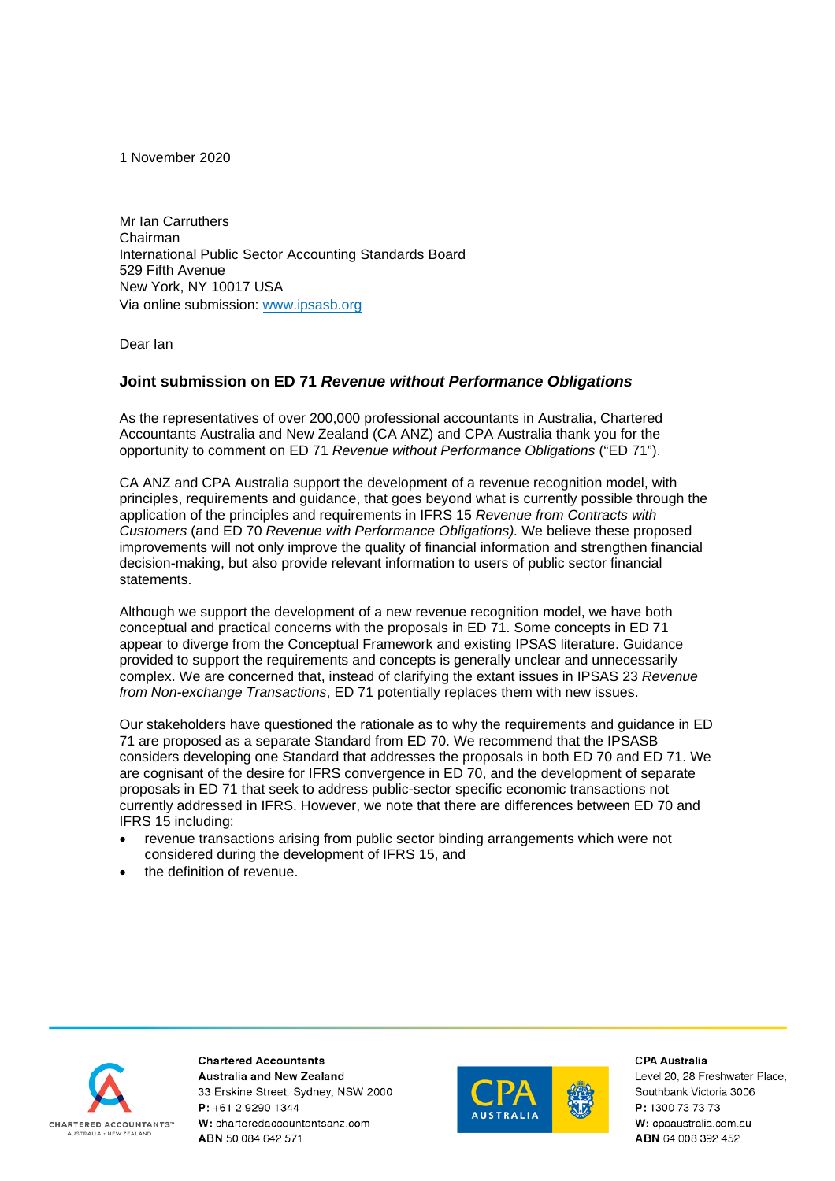1 November 2020

Mr Ian Carruthers
Chairman
International Public Sector Accounting Standards Board
529 Fifth Avenue
New York, NY 10017 USA
Via online submission: [www.ipsasb.org](http://www.ipsasb.org)

Dear Ian

### Joint submission on ED 71 *Revenue without Performance Obligations*

As the representatives of over 200,000 professional accountants in Australia, Chartered Accountants Australia and New Zealand (CA ANZ) and CPA Australia thank you for the opportunity to comment on ED 71 *Revenue without Performance Obligations* ("ED 71").

CA ANZ and CPA Australia support the development of a revenue recognition model, with principles, requirements and guidance, that goes beyond what is currently possible through the application of the principles and requirements in IFRS 15 *Revenue from Contracts with Customers* (and ED 70 *Revenue with Performance Obligations).* We believe these proposed improvements will not only improve the quality of financial information and strengthen financial decision-making, but also provide relevant information to users of public sector financial statements.

Although we support the development of a new revenue recognition model, we have both conceptual and practical concerns with the proposals in ED 71. Some concepts in ED 71 appear to diverge from the Conceptual Framework and existing IPSAS literature. Guidance provided to support the requirements and concepts is generally unclear and unnecessarily complex. We are concerned that, instead of clarifying the extant issues in IPSAS 23 *Revenue from Non-exchange Transactions*, ED 71 potentially replaces them with new issues.

Our stakeholders have questioned the rationale as to why the requirements and guidance in ED 71 are proposed as a separate Standard from ED 70. We recommend that the IPSASB considers developing one Standard that addresses the proposals in both ED 70 and ED 71. We are cognisant of the desire for IFRS convergence in ED 70, and the development of separate proposals in ED 71 that seek to address public-sector specific economic transactions not currently addressed in IFRS. However, we note that there are differences between ED 70 and IFRS 15 including:

- revenue transactions arising from public sector binding arrangements which were not considered during the development of IFRS 15, and
- the definition of revenue.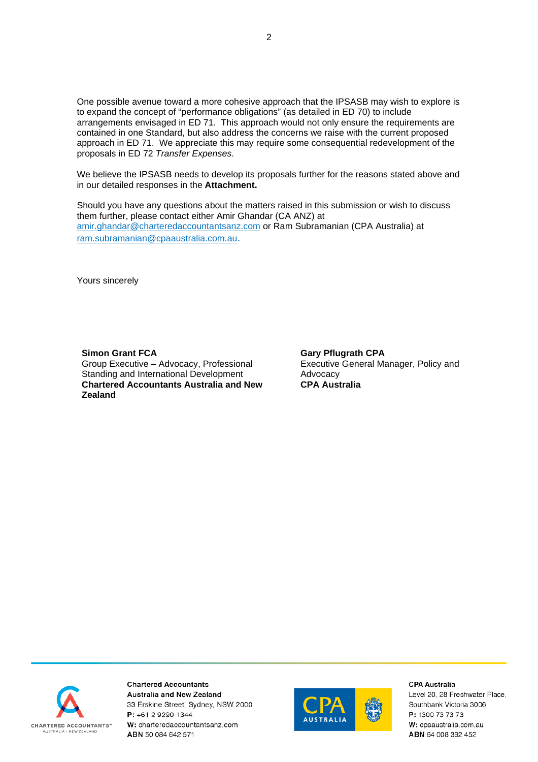One possible avenue toward a more cohesive approach that the IPSASB may wish to explore is to expand the concept of "performance obligations" (as detailed in ED 70) to include arrangements envisaged in ED 71. This approach would not only ensure the requirements are contained in one Standard, but also address the concerns we raise with the current proposed approach in ED 71. We appreciate this may require some consequential redevelopment of the proposals in ED 72 *Transfer Expenses*.

We believe the IPSASB needs to develop its proposals further for the reasons stated above and in our detailed responses in the **Attachment.**

Should you have any questions about the matters raised in this submission or wish to discuss them further, please contact either Amir Ghandar (CA ANZ) at amir.ghandar@charteredaccountantsanz.com or Ram Subramanian (CPA Australia) at ram.subramanian@cpaaustralia.com.au.

Yours sincerely

**Simon Grant FCA**
Group Executive – Advocacy, Professional Standing and International Development
**Chartered Accountants Australia and New Zealand**

**Gary Pflugrath CPA**
Executive General Manager, Policy and Advocacy
**CPA Australia**

**Chartered Accountants Australia and New Zealand**
33 Erskine Street, Sydney, NSW 2000
**P:** +61 2 9290 1344
**W:** charteredaccountantsanz.com
**ABN** 50 084 642 571

**CPA Australia**
Level 20, 28 Freshwater Place, Southbank Victoria 3006
**P:** 1300 73 73 73
**W:** cpaaustralia.com.au
**ABN** 64 008 392 452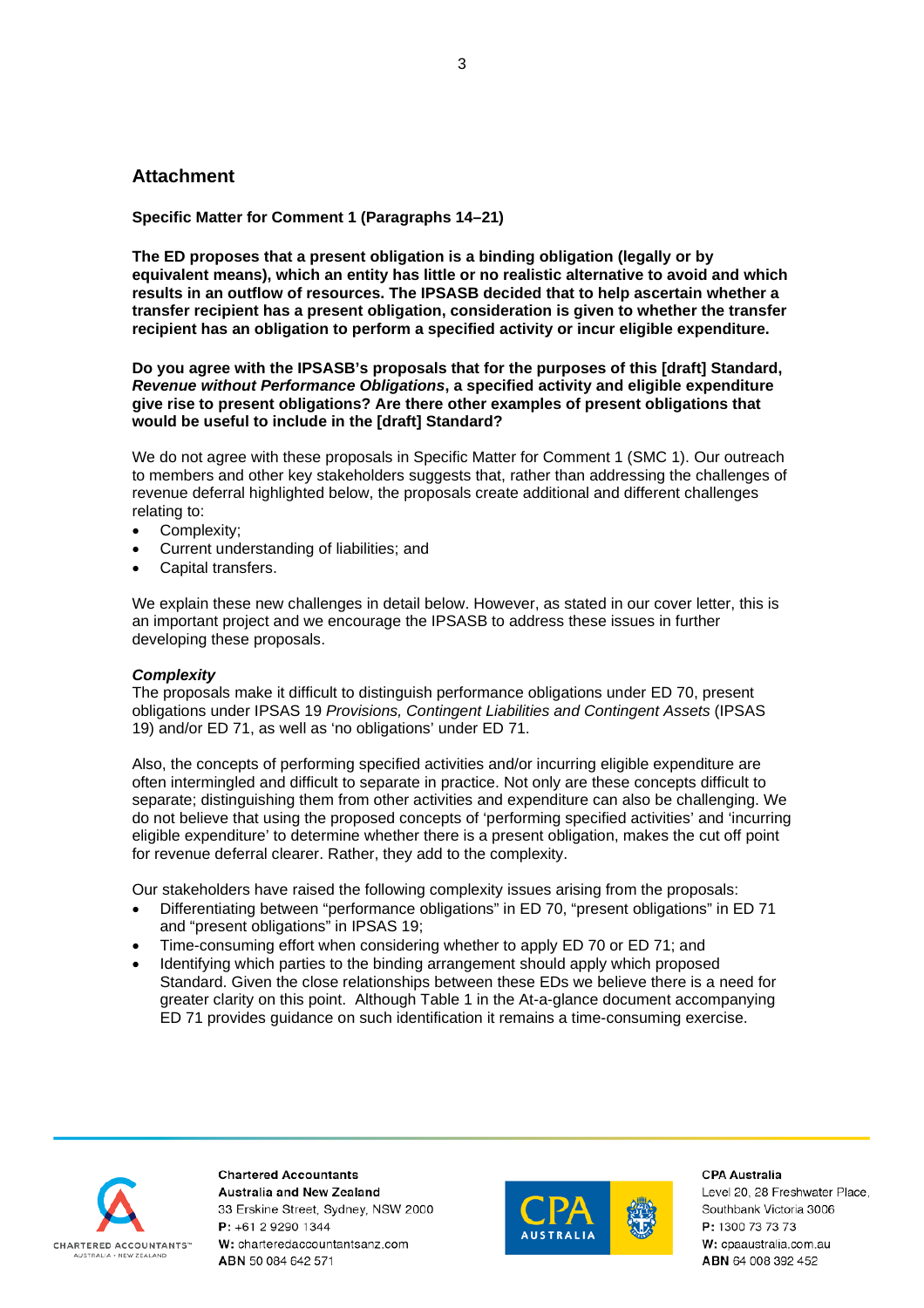## Attachment

**Specific Matter for Comment 1 (Paragraphs 14–21)**

**The ED proposes that a present obligation is a binding obligation (legally or by equivalent means), which an entity has little or no realistic alternative to avoid and which results in an outflow of resources. The IPSASB decided that to help ascertain whether a transfer recipient has a present obligation, consideration is given to whether the transfer recipient has an obligation to perform a specified activity or incur eligible expenditure.**

**Do you agree with the IPSASB's proposals that for the purposes of this [draft] Standard, *Revenue without Performance Obligations*, a specified activity and eligible expenditure give rise to present obligations? Are there other examples of present obligations that would be useful to include in the [draft] Standard?**

We do not agree with these proposals in Specific Matter for Comment 1 (SMC 1). Our outreach to members and other key stakeholders suggests that, rather than addressing the challenges of revenue deferral highlighted below, the proposals create additional and different challenges relating to:

- Complexity;
- Current understanding of liabilities; and
- Capital transfers.

We explain these new challenges in detail below. However, as stated in our cover letter, this is an important project and we encourage the IPSASB to address these issues in further developing these proposals.

***Complexity***

The proposals make it difficult to distinguish performance obligations under ED 70, present obligations under IPSAS 19 *Provisions, Contingent Liabilities and Contingent Assets* (IPSAS 19) and/or ED 71, as well as 'no obligations' under ED 71.

Also, the concepts of performing specified activities and/or incurring eligible expenditure are often intermingled and difficult to separate in practice. Not only are these concepts difficult to separate; distinguishing them from other activities and expenditure can also be challenging. We do not believe that using the proposed concepts of 'performing specified activities' and 'incurring eligible expenditure' to determine whether there is a present obligation, makes the cut off point for revenue deferral clearer. Rather, they add to the complexity.

Our stakeholders have raised the following complexity issues arising from the proposals:

- Differentiating between "performance obligations" in ED 70, "present obligations" in ED 71 and "present obligations" in IPSAS 19;
- Time-consuming effort when considering whether to apply ED 70 or ED 71; and
- Identifying which parties to the binding arrangement should apply which proposed Standard. Given the close relationships between these EDs we believe there is a need for greater clarity on this point. Although Table 1 in the At-a-glance document accompanying ED 71 provides guidance on such identification it remains a time-consuming exercise.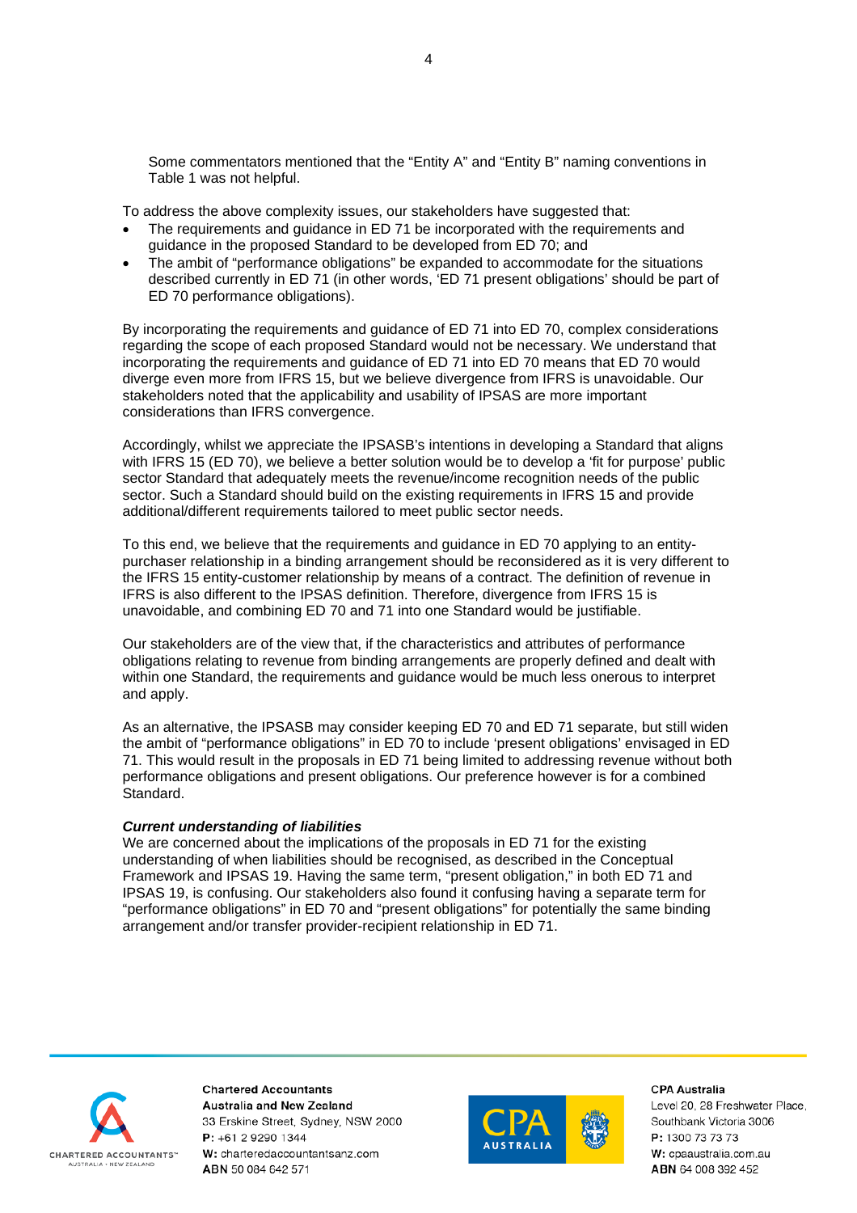Some commentators mentioned that the “Entity A” and “Entity B” naming conventions in Table 1 was not helpful.

To address the above complexity issues, our stakeholders have suggested that:

- The requirements and guidance in ED 71 be incorporated with the requirements and guidance in the proposed Standard to be developed from ED 70; and
- The ambit of “performance obligations” be expanded to accommodate for the situations described currently in ED 71 (in other words, ‘ED 71 present obligations’ should be part of ED 70 performance obligations).

By incorporating the requirements and guidance of ED 71 into ED 70, complex considerations regarding the scope of each proposed Standard would not be necessary. We understand that incorporating the requirements and guidance of ED 71 into ED 70 means that ED 70 would diverge even more from IFRS 15, but we believe divergence from IFRS is unavoidable. Our stakeholders noted that the applicability and usability of IPSAS are more important considerations than IFRS convergence.

Accordingly, whilst we appreciate the IPSASB’s intentions in developing a Standard that aligns with IFRS 15 (ED 70), we believe a better solution would be to develop a ‘fit for purpose’ public sector Standard that adequately meets the revenue/income recognition needs of the public sector. Such a Standard should build on the existing requirements in IFRS 15 and provide additional/different requirements tailored to meet public sector needs.

To this end, we believe that the requirements and guidance in ED 70 applying to an entity-purchaser relationship in a binding arrangement should be reconsidered as it is very different to the IFRS 15 entity-customer relationship by means of a contract. The definition of revenue in IFRS is also different to the IPSAS definition. Therefore, divergence from IFRS 15 is unavoidable, and combining ED 70 and 71 into one Standard would be justifiable.

Our stakeholders are of the view that, if the characteristics and attributes of performance obligations relating to revenue from binding arrangements are properly defined and dealt with within one Standard, the requirements and guidance would be much less onerous to interpret and apply.

As an alternative, the IPSASB may consider keeping ED 70 and ED 71 separate, but still widen the ambit of “performance obligations” in ED 70 to include ‘present obligations’ envisaged in ED 71. This would result in the proposals in ED 71 being limited to addressing revenue without both performance obligations and present obligations. Our preference however is for a combined Standard.

***Current understanding of liabilities***

We are concerned about the implications of the proposals in ED 71 for the existing understanding of when liabilities should be recognised, as described in the Conceptual Framework and IPSAS 19. Having the same term, “present obligation,” in both ED 71 and IPSAS 19, is confusing. Our stakeholders also found it confusing having a separate term for “performance obligations” in ED 70 and “present obligations” for potentially the same binding arrangement and/or transfer provider-recipient relationship in ED 71.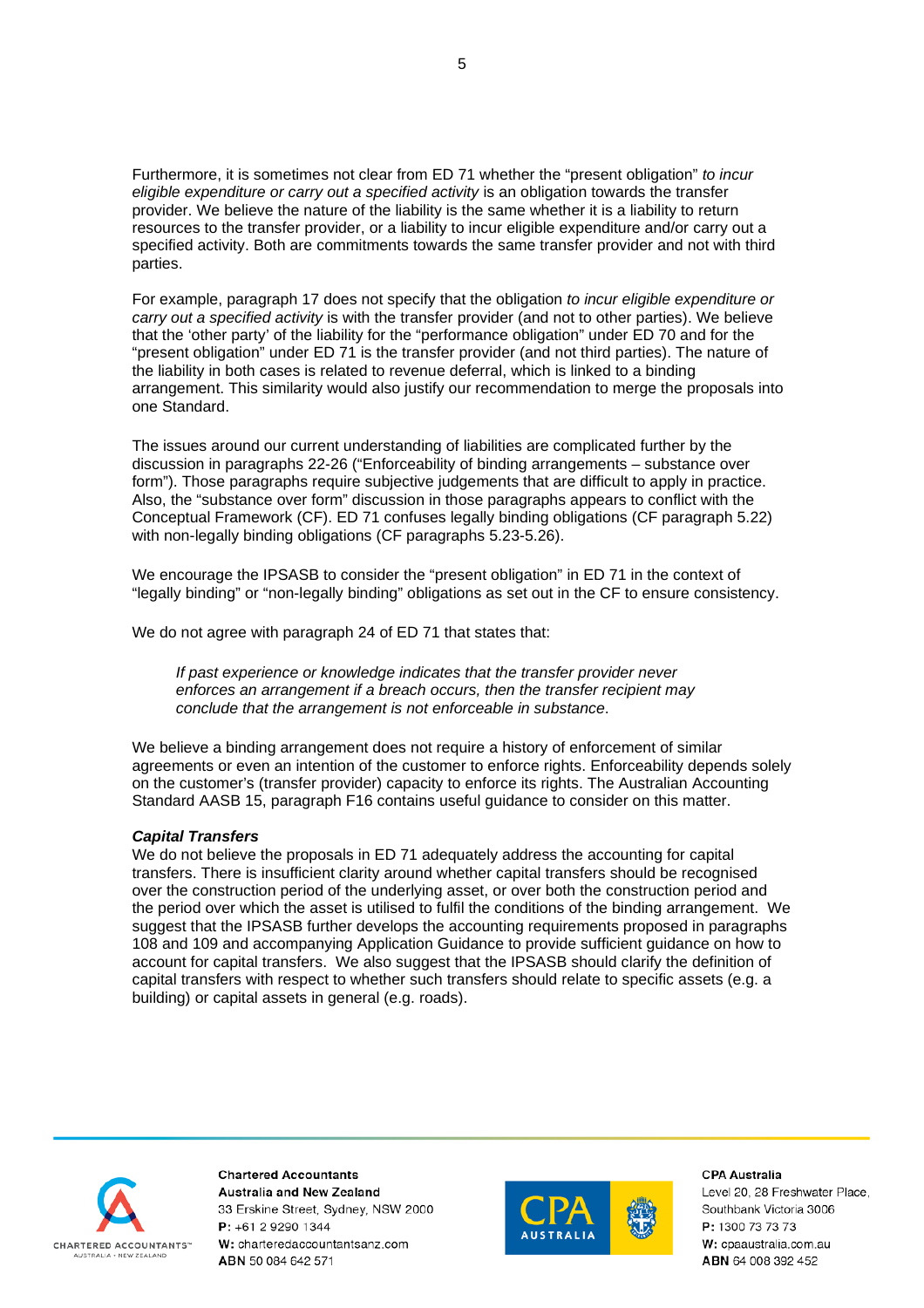Furthermore, it is sometimes not clear from ED 71 whether the "present obligation" *to incur eligible expenditure or carry out a specified activity* is an obligation towards the transfer provider. We believe the nature of the liability is the same whether it is a liability to return resources to the transfer provider, or a liability to incur eligible expenditure and/or carry out a specified activity. Both are commitments towards the same transfer provider and not with third parties.

For example, paragraph 17 does not specify that the obligation *to incur eligible expenditure or carry out a specified activity* is with the transfer provider (and not to other parties). We believe that the 'other party' of the liability for the "performance obligation" under ED 70 and for the "present obligation" under ED 71 is the transfer provider (and not third parties). The nature of the liability in both cases is related to revenue deferral, which is linked to a binding arrangement. This similarity would also justify our recommendation to merge the proposals into one Standard.

The issues around our current understanding of liabilities are complicated further by the discussion in paragraphs 22-26 ("Enforceability of binding arrangements – substance over form"). Those paragraphs require subjective judgements that are difficult to apply in practice. Also, the "substance over form" discussion in those paragraphs appears to conflict with the Conceptual Framework (CF). ED 71 confuses legally binding obligations (CF paragraph 5.22) with non-legally binding obligations (CF paragraphs 5.23-5.26).

We encourage the IPSASB to consider the "present obligation" in ED 71 in the context of "legally binding" or "non-legally binding" obligations as set out in the CF to ensure consistency.

We do not agree with paragraph 24 of ED 71 that states that:

> *If past experience or knowledge indicates that the transfer provider never enforces an arrangement if a breach occurs, then the transfer recipient may conclude that the arrangement is not enforceable in substance.*

We believe a binding arrangement does not require a history of enforcement of similar agreements or even an intention of the customer to enforce rights. Enforceability depends solely on the customer's (transfer provider) capacity to enforce its rights. The Australian Accounting Standard AASB 15, paragraph F16 contains useful guidance to consider on this matter.

***Capital Transfers***

We do not believe the proposals in ED 71 adequately address the accounting for capital transfers. There is insufficient clarity around whether capital transfers should be recognised over the construction period of the underlying asset, or over both the construction period and the period over which the asset is utilised to fulfil the conditions of the binding arrangement. We suggest that the IPSASB further develops the accounting requirements proposed in paragraphs 108 and 109 and accompanying Application Guidance to provide sufficient guidance on how to account for capital transfers. We also suggest that the IPSASB should clarify the definition of capital transfers with respect to whether such transfers should relate to specific assets (e.g. a building) or capital assets in general (e.g. roads).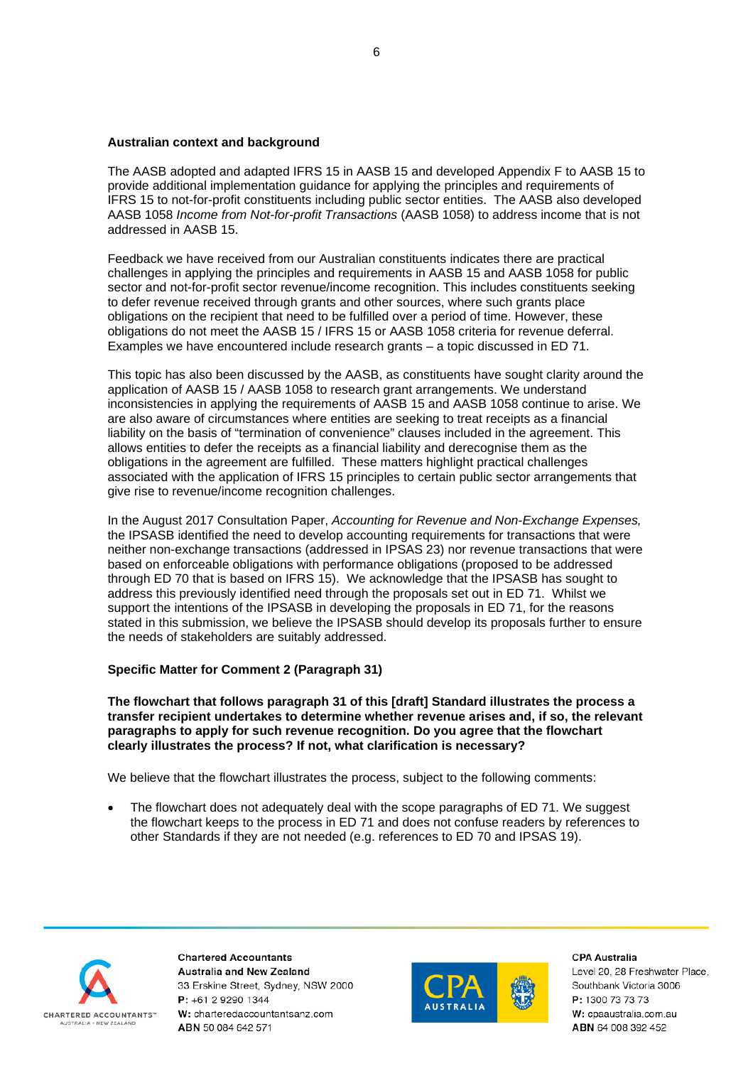**Australian context and background**

The AASB adopted and adapted IFRS 15 in AASB 15 and developed Appendix F to AASB 15 to provide additional implementation guidance for applying the principles and requirements of IFRS 15 to not-for-profit constituents including public sector entities. The AASB also developed AASB 1058 *Income from Not-for-profit Transactions* (AASB 1058) to address income that is not addressed in AASB 15.

Feedback we have received from our Australian constituents indicates there are practical challenges in applying the principles and requirements in AASB 15 and AASB 1058 for public sector and not-for-profit sector revenue/income recognition. This includes constituents seeking to defer revenue received through grants and other sources, where such grants place obligations on the recipient that need to be fulfilled over a period of time. However, these obligations do not meet the AASB 15 / IFRS 15 or AASB 1058 criteria for revenue deferral. Examples we have encountered include research grants – a topic discussed in ED 71.

This topic has also been discussed by the AASB, as constituents have sought clarity around the application of AASB 15 / AASB 1058 to research grant arrangements. We understand inconsistencies in applying the requirements of AASB 15 and AASB 1058 continue to arise. We are also aware of circumstances where entities are seeking to treat receipts as a financial liability on the basis of "termination of convenience" clauses included in the agreement. This allows entities to defer the receipts as a financial liability and derecognise them as the obligations in the agreement are fulfilled. These matters highlight practical challenges associated with the application of IFRS 15 principles to certain public sector arrangements that give rise to revenue/income recognition challenges.

In the August 2017 Consultation Paper, *Accounting for Revenue and Non-Exchange Expenses,* the IPSASB identified the need to develop accounting requirements for transactions that were neither non-exchange transactions (addressed in IPSAS 23) nor revenue transactions that were based on enforceable obligations with performance obligations (proposed to be addressed through ED 70 that is based on IFRS 15). We acknowledge that the IPSASB has sought to address this previously identified need through the proposals set out in ED 71. Whilst we support the intentions of the IPSASB in developing the proposals in ED 71, for the reasons stated in this submission, we believe the IPSASB should develop its proposals further to ensure the needs of stakeholders are suitably addressed.

**Specific Matter for Comment 2 (Paragraph 31)**

**The flowchart that follows paragraph 31 of this [draft] Standard illustrates the process a transfer recipient undertakes to determine whether revenue arises and, if so, the relevant paragraphs to apply for such revenue recognition. Do you agree that the flowchart clearly illustrates the process? If not, what clarification is necessary?**

We believe that the flowchart illustrates the process, subject to the following comments:

- The flowchart does not adequately deal with the scope paragraphs of ED 71. We suggest the flowchart keeps to the process in ED 71 and does not confuse readers by references to other Standards if they are not needed (e.g. references to ED 70 and IPSAS 19).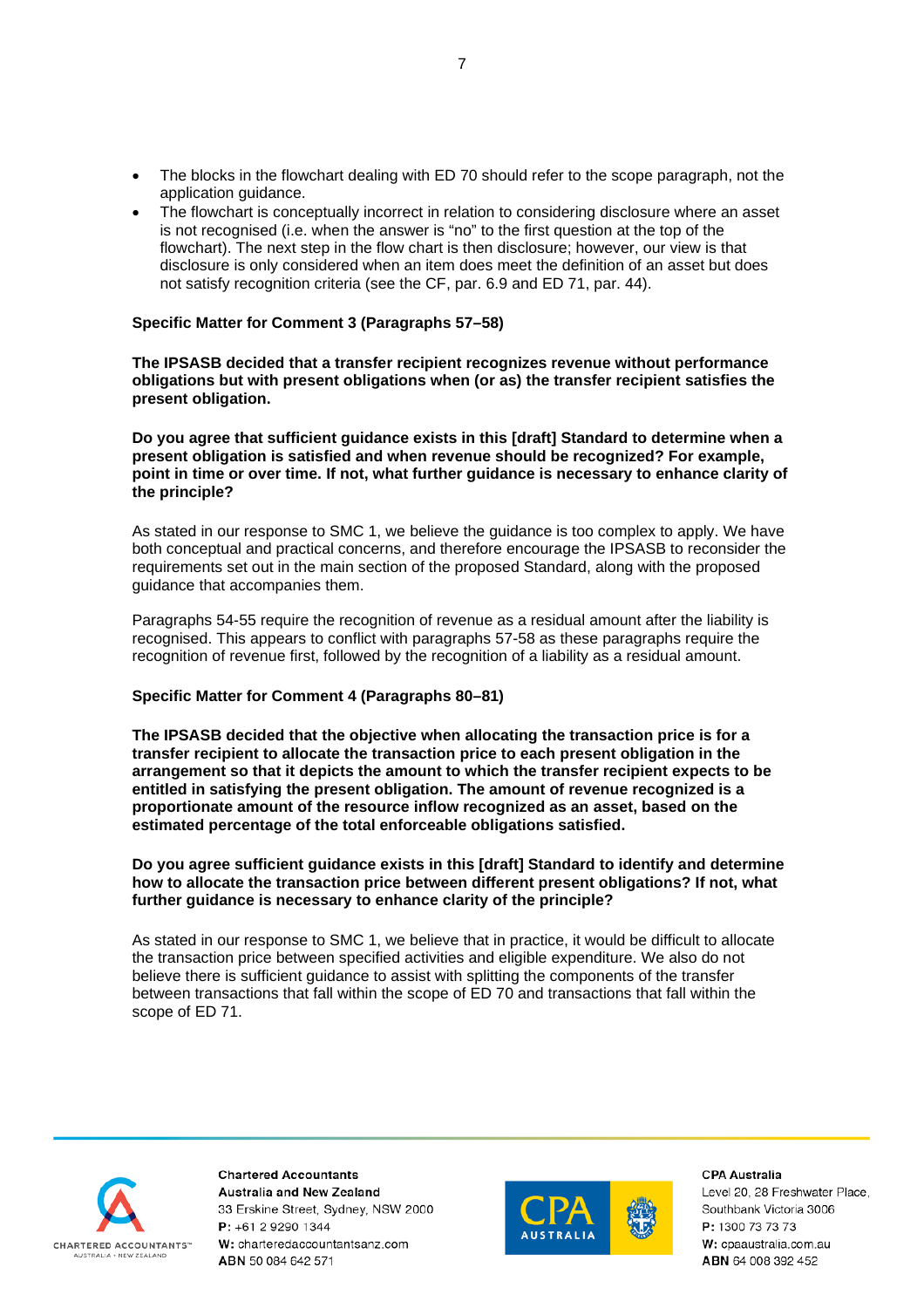- The blocks in the flowchart dealing with ED 70 should refer to the scope paragraph, not the application guidance.
- The flowchart is conceptually incorrect in relation to considering disclosure where an asset is not recognised (i.e. when the answer is "no" to the first question at the top of the flowchart). The next step in the flow chart is then disclosure; however, our view is that disclosure is only considered when an item does meet the definition of an asset but does not satisfy recognition criteria (see the CF, par. 6.9 and ED 71, par. 44).

**Specific Matter for Comment 3 (Paragraphs 57–58)**

**The IPSASB decided that a transfer recipient recognizes revenue without performance obligations but with present obligations when (or as) the transfer recipient satisfies the present obligation.**

**Do you agree that sufficient guidance exists in this [draft] Standard to determine when a present obligation is satisfied and when revenue should be recognized? For example, point in time or over time. If not, what further guidance is necessary to enhance clarity of the principle?**

As stated in our response to SMC 1, we believe the guidance is too complex to apply. We have both conceptual and practical concerns, and therefore encourage the IPSASB to reconsider the requirements set out in the main section of the proposed Standard, along with the proposed guidance that accompanies them.

Paragraphs 54-55 require the recognition of revenue as a residual amount after the liability is recognised. This appears to conflict with paragraphs 57-58 as these paragraphs require the recognition of revenue first, followed by the recognition of a liability as a residual amount.

**Specific Matter for Comment 4 (Paragraphs 80–81)**

**The IPSASB decided that the objective when allocating the transaction price is for a transfer recipient to allocate the transaction price to each present obligation in the arrangement so that it depicts the amount to which the transfer recipient expects to be entitled in satisfying the present obligation. The amount of revenue recognized is a proportionate amount of the resource inflow recognized as an asset, based on the estimated percentage of the total enforceable obligations satisfied.**

**Do you agree sufficient guidance exists in this [draft] Standard to identify and determine how to allocate the transaction price between different present obligations? If not, what further guidance is necessary to enhance clarity of the principle?**

As stated in our response to SMC 1, we believe that in practice, it would be difficult to allocate the transaction price between specified activities and eligible expenditure. We also do not believe there is sufficient guidance to assist with splitting the components of the transfer between transactions that fall within the scope of ED 70 and transactions that fall within the scope of ED 71.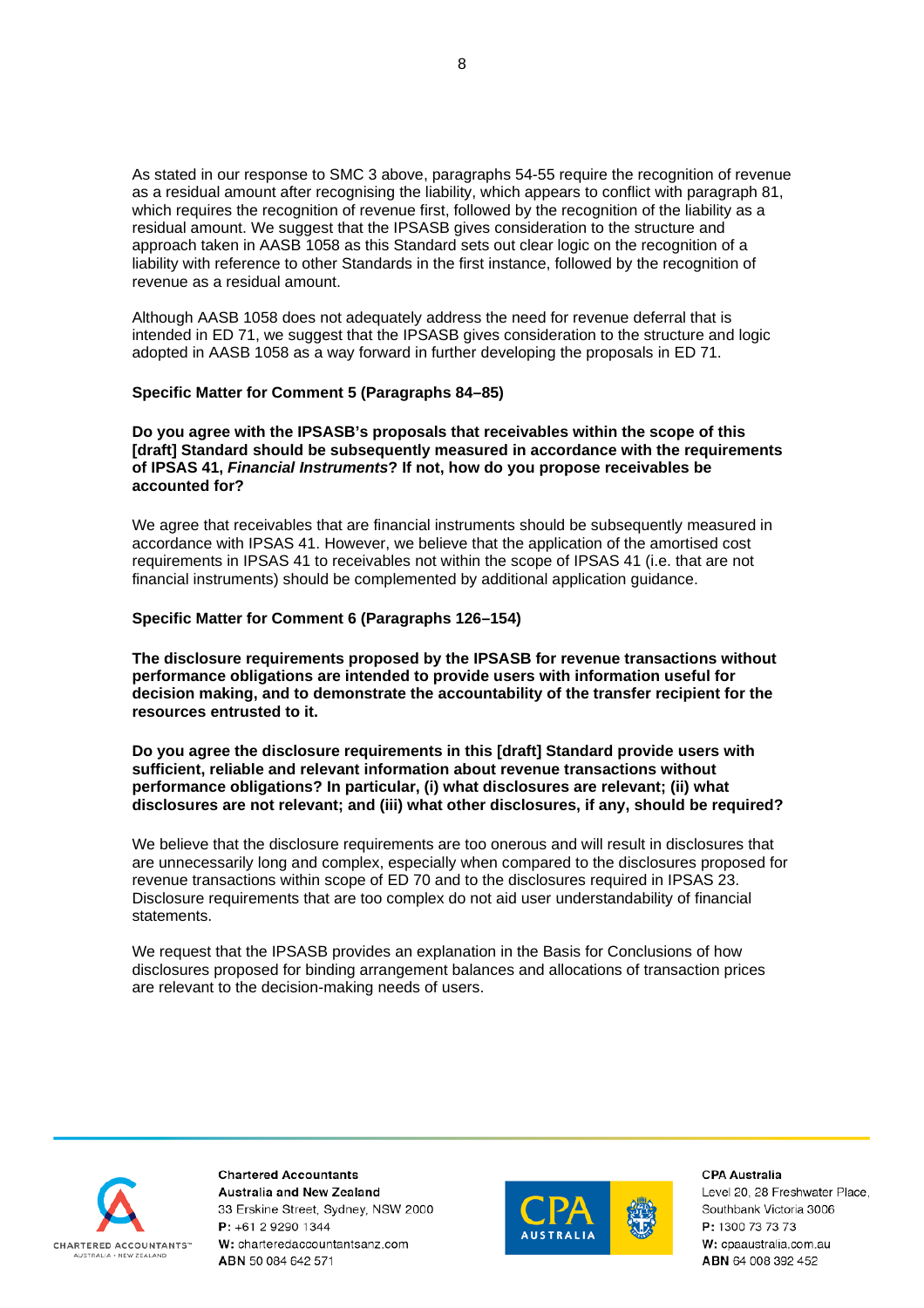As stated in our response to SMC 3 above, paragraphs 54-55 require the recognition of revenue as a residual amount after recognising the liability, which appears to conflict with paragraph 81, which requires the recognition of revenue first, followed by the recognition of the liability as a residual amount. We suggest that the IPSASB gives consideration to the structure and approach taken in AASB 1058 as this Standard sets out clear logic on the recognition of a liability with reference to other Standards in the first instance, followed by the recognition of revenue as a residual amount.

Although AASB 1058 does not adequately address the need for revenue deferral that is intended in ED 71, we suggest that the IPSASB gives consideration to the structure and logic adopted in AASB 1058 as a way forward in further developing the proposals in ED 71.

**Specific Matter for Comment 5 (Paragraphs 84–85)**

**Do you agree with the IPSASB's proposals that receivables within the scope of this [draft] Standard should be subsequently measured in accordance with the requirements of IPSAS 41, *Financial Instruments*? If not, how do you propose receivables be accounted for?**

We agree that receivables that are financial instruments should be subsequently measured in accordance with IPSAS 41. However, we believe that the application of the amortised cost requirements in IPSAS 41 to receivables not within the scope of IPSAS 41 (i.e. that are not financial instruments) should be complemented by additional application guidance.

**Specific Matter for Comment 6 (Paragraphs 126–154)**

**The disclosure requirements proposed by the IPSASB for revenue transactions without performance obligations are intended to provide users with information useful for decision making, and to demonstrate the accountability of the transfer recipient for the resources entrusted to it.**

**Do you agree the disclosure requirements in this [draft] Standard provide users with sufficient, reliable and relevant information about revenue transactions without performance obligations? In particular, (i) what disclosures are relevant; (ii) what disclosures are not relevant; and (iii) what other disclosures, if any, should be required?**

We believe that the disclosure requirements are too onerous and will result in disclosures that are unnecessarily long and complex, especially when compared to the disclosures proposed for revenue transactions within scope of ED 70 and to the disclosures required in IPSAS 23. Disclosure requirements that are too complex do not aid user understandability of financial statements.

We request that the IPSASB provides an explanation in the Basis for Conclusions of how disclosures proposed for binding arrangement balances and allocations of transaction prices are relevant to the decision-making needs of users.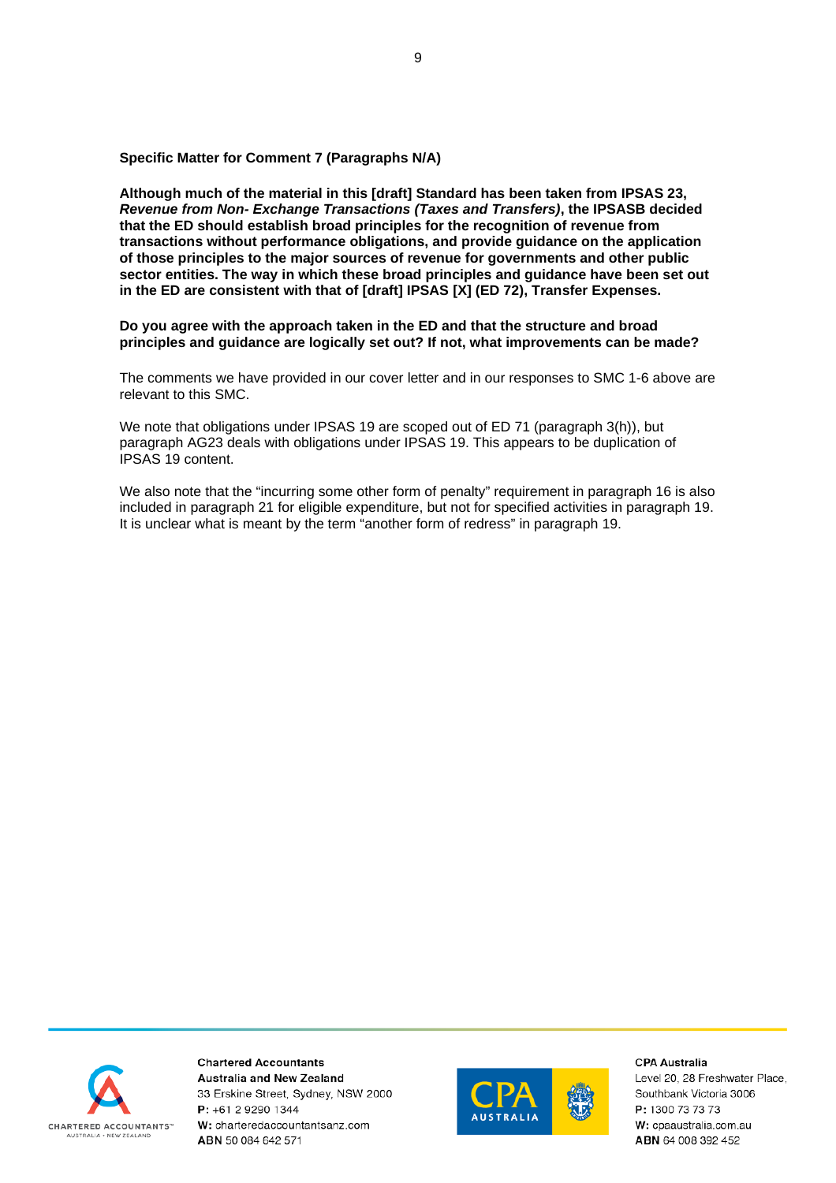**Specific Matter for Comment 7 (Paragraphs N/A)**

**Although much of the material in this [draft] Standard has been taken from IPSAS 23, *Revenue from Non- Exchange Transactions (Taxes and Transfers)*, the IPSASB decided that the ED should establish broad principles for the recognition of revenue from transactions without performance obligations, and provide guidance on the application of those principles to the major sources of revenue for governments and other public sector entities. The way in which these broad principles and guidance have been set out in the ED are consistent with that of [draft] IPSAS [X] (ED 72), Transfer Expenses.**

**Do you agree with the approach taken in the ED and that the structure and broad principles and guidance are logically set out? If not, what improvements can be made?**

The comments we have provided in our cover letter and in our responses to SMC 1-6 above are relevant to this SMC.

We note that obligations under IPSAS 19 are scoped out of ED 71 (paragraph 3(h)), but paragraph AG23 deals with obligations under IPSAS 19. This appears to be duplication of IPSAS 19 content.

We also note that the "incurring some other form of penalty" requirement in paragraph 16 is also included in paragraph 21 for eligible expenditure, but not for specified activities in paragraph 19. It is unclear what is meant by the term "another form of redress" in paragraph 19.

**Chartered Accountants Australia and New Zealand**
33 Erskine Street, Sydney, NSW 2000
**P:** +61 2 9290 1344
**W:** charteredaccountantsanz.com
**ABN** 50 084 642 571

**CPA Australia**
Level 20, 28 Freshwater Place, Southbank Victoria 3006
**P:** 1300 73 73 73
**W:** cpaaustralia.com.au
**ABN** 64 008 392 452